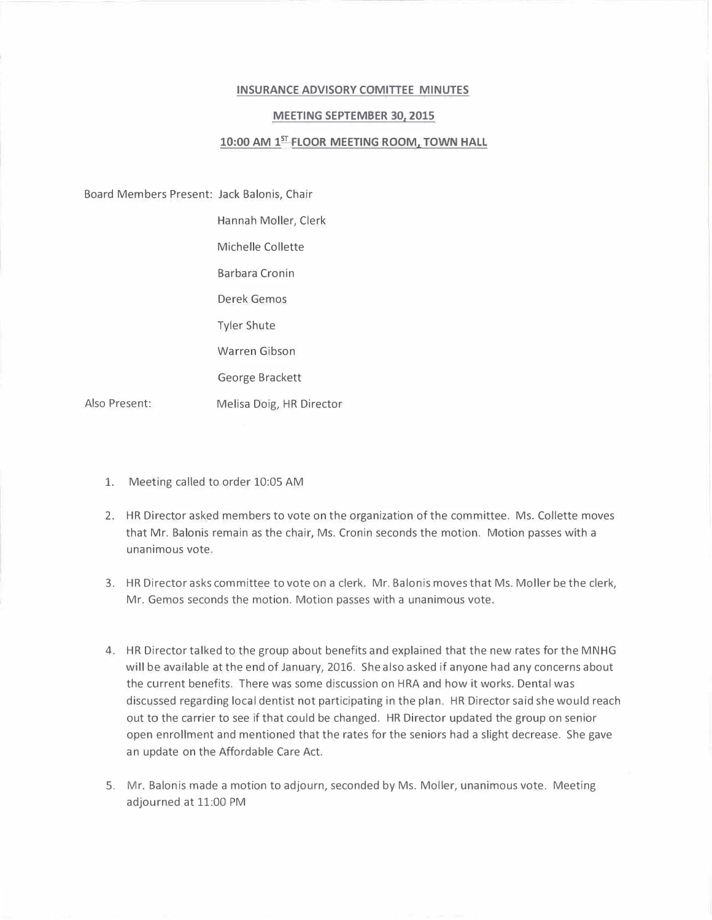**INSURANCE ADVISORY COMITTEE MINUTES**

**MEETING SEPTEMBER 30, 2015**

**10:00 AM 1ST FLOOR MEETING ROOM, TOWN HALL**

Board Members Present: Jack Balonis, Chair

Hannah Moller, Clerk

Michelle Collette

Barbara Cronin

Derek Gemos

Tyler Shute

Warren Gibson

George Brackett

Also Present: Melisa Doig, HR Director

1. Meeting called to order 10:05 AM

2. HR Director asked members to vote on the organization of the committee. Ms. Collette moves that Mr. Balonis remain as the chair, Ms. Cronin seconds the motion. Motion passes with a unanimous vote.

3. HR Director asks committee to vote on a clerk. Mr. Balonis moves that Ms. Moller be the clerk, Mr. Gemos seconds the motion. Motion passes with a unanimous vote.

4. HR Director talked to the group about benefits and explained that the new rates for the MNHG will be available at the end of January, 2016. She also asked if anyone had any concerns about the current benefits. There was some discussion on HRA and how it works. Dental was discussed regarding local dentist not participating in the plan. HR Director said she would reach out to the carrier to see if that could be changed. HR Director updated the group on senior open enrollment and mentioned that the rates for the seniors had a slight decrease. She gave an update on the Affordable Care Act.

5. Mr. Balonis made a motion to adjourn, seconded by Ms. Moller, unanimous vote. Meeting adjourned at 11:00 PM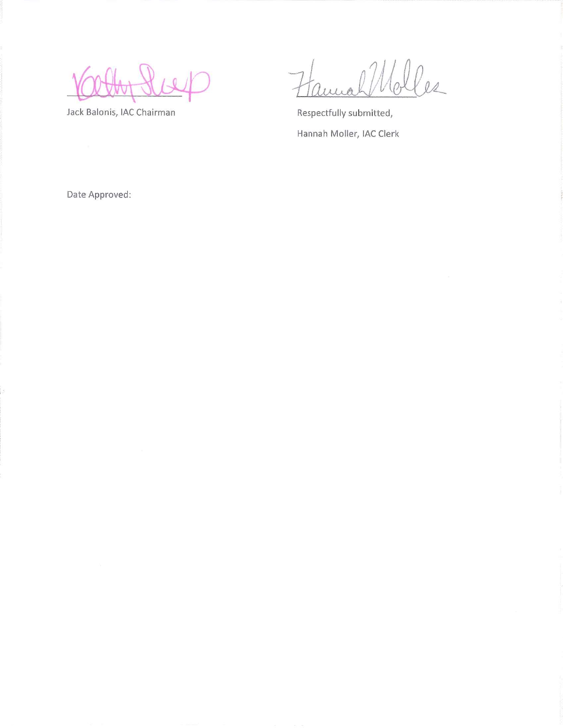Jack Balonis, IAC Chairman

Respectfully submitted,

Hannah Moller, IAC Clerk

Date Approved: